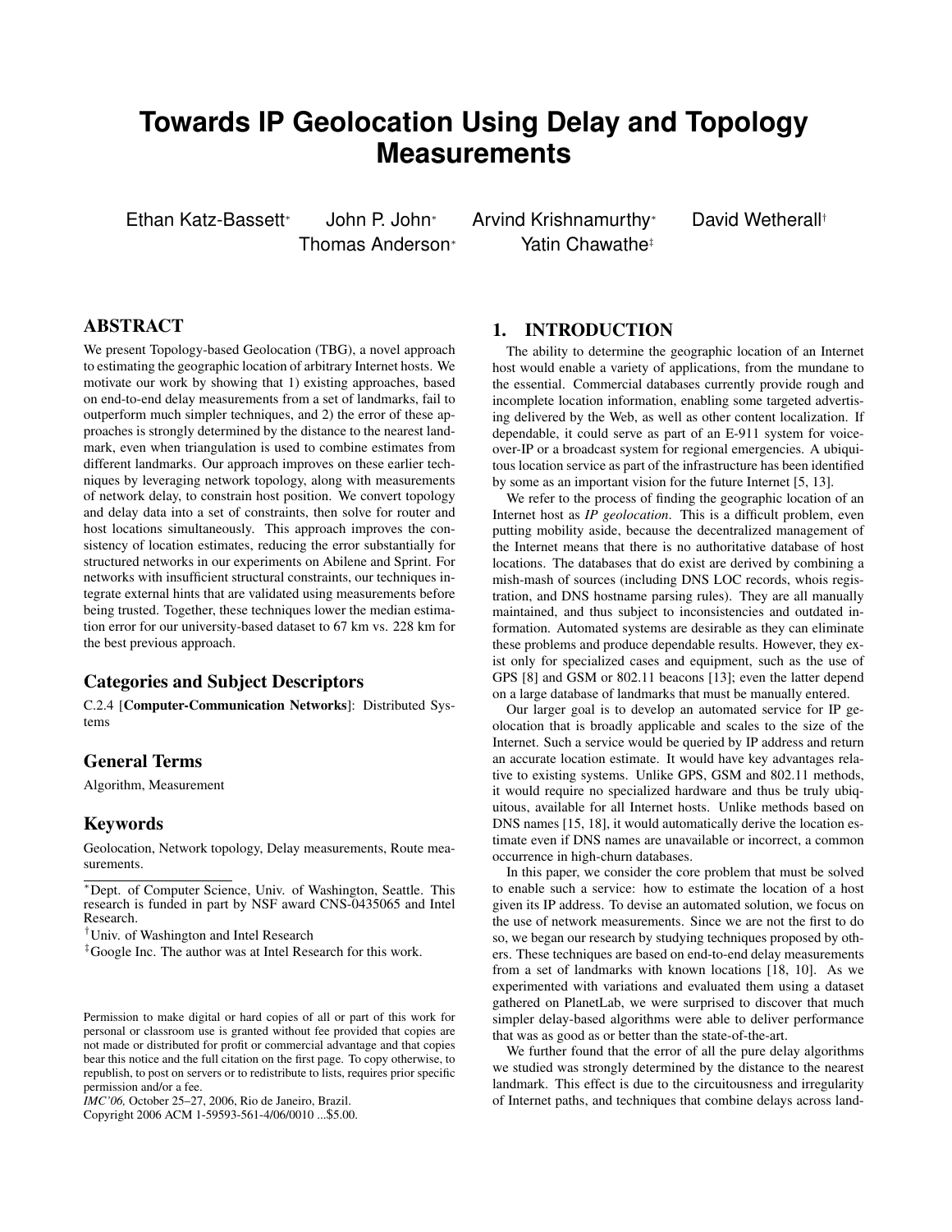# Towards IP Geolocation Using Delay and Topology Measurements

Ethan Katz-Bassett[*] John P. John[*] Arvind Krishnamurthy[*] David Wetherall[†]
Thomas Anderson[*] Yatin Chawathe[‡]

## ABSTRACT

We present Topology-based Geolocation (TBG), a novel approach to estimating the geographic location of arbitrary Internet hosts. We motivate our work by showing that 1) existing approaches, based on end-to-end delay measurements from a set of landmarks, fail to outperform much simpler techniques, and 2) the error of these approaches is strongly determined by the distance to the nearest landmark, even when triangulation is used to combine estimates from different landmarks. Our approach improves on these earlier techniques by leveraging network topology, along with measurements of network delay, to constrain host position. We convert topology and delay data into a set of constraints, then solve for router and host locations simultaneously. This approach improves the consistency of location estimates, reducing the error substantially for structured networks in our experiments on Abilene and Sprint. For networks with insufficient structural constraints, our techniques integrate external hints that are validated using measurements before being trusted. Together, these techniques lower the median estimation error for our university-based dataset to 67 km vs. 228 km for the best previous approach.

## Categories and Subject Descriptors

C.2.4 [**Computer-Communication Networks**]: Distributed Systems

## General Terms

Algorithm, Measurement

## Keywords

Geolocation, Network topology, Delay measurements, Route measurements.

[*]Dept. of Computer Science, Univ. of Washington, Seattle. This research is funded in part by NSF award CNS-0435065 and Intel Research.

[†]Univ. of Washington and Intel Research

[‡]Google Inc. The author was at Intel Research for this work.

Permission to make digital or hard copies of all or part of this work for personal or classroom use is granted without fee provided that copies are not made or distributed for profit or commercial advantage and that copies bear this notice and the full citation on the first page. To copy otherwise, to republish, to post on servers or to redistribute to lists, requires prior specific permission and/or a fee.
*IMC'06,* October 25–27, 2006, Rio de Janeiro, Brazil.
Copyright 2006 ACM 1-59593-561-4/06/0010 ...$5.00.

## 1. INTRODUCTION

The ability to determine the geographic location of an Internet host would enable a variety of applications, from the mundane to the essential. Commercial databases currently provide rough and incomplete location information, enabling some targeted advertising delivered by the Web, as well as other content localization. If dependable, it could serve as part of an E-911 system for voice-over-IP or a broadcast system for regional emergencies. A ubiquitous location service as part of the infrastructure has been identified by some as an important vision for the future Internet [5, 13].

We refer to the process of finding the geographic location of an Internet host as *IP geolocation*. This is a difficult problem, even putting mobility aside, because the decentralized management of the Internet means that there is no authoritative database of host locations. The databases that do exist are derived by combining a mish-mash of sources (including DNS LOC records, whois registration, and DNS hostname parsing rules). They are all manually maintained, and thus subject to inconsistencies and outdated information. Automated systems are desirable as they can eliminate these problems and produce dependable results. However, they exist only for specialized cases and equipment, such as the use of GPS [8] and GSM or 802.11 beacons [13]; even the latter depend on a large database of landmarks that must be manually entered.

Our larger goal is to develop an automated service for IP geolocation that is broadly applicable and scales to the size of the Internet. Such a service would be queried by IP address and return an accurate location estimate. It would have key advantages relative to existing systems. Unlike GPS, GSM and 802.11 methods, it would require no specialized hardware and thus be truly ubiquitous, available for all Internet hosts. Unlike methods based on DNS names [15, 18], it would automatically derive the location estimate even if DNS names are unavailable or incorrect, a common occurrence in high-churn databases.

In this paper, we consider the core problem that must be solved to enable such a service: how to estimate the location of a host given its IP address. To devise an automated solution, we focus on the use of network measurements. Since we are not the first to do so, we began our research by studying techniques proposed by others. These techniques are based on end-to-end delay measurements from a set of landmarks with known locations [18, 10]. As we experimented with variations and evaluated them using a dataset gathered on PlanetLab, we were surprised to discover that much simpler delay-based algorithms were able to deliver performance that was as good as or better than the state-of-the-art.

We further found that the error of all the pure delay algorithms we studied was strongly determined by the distance to the nearest landmark. This effect is due to the circuitousness and irregularity of Internet paths, and techniques that combine delays across land-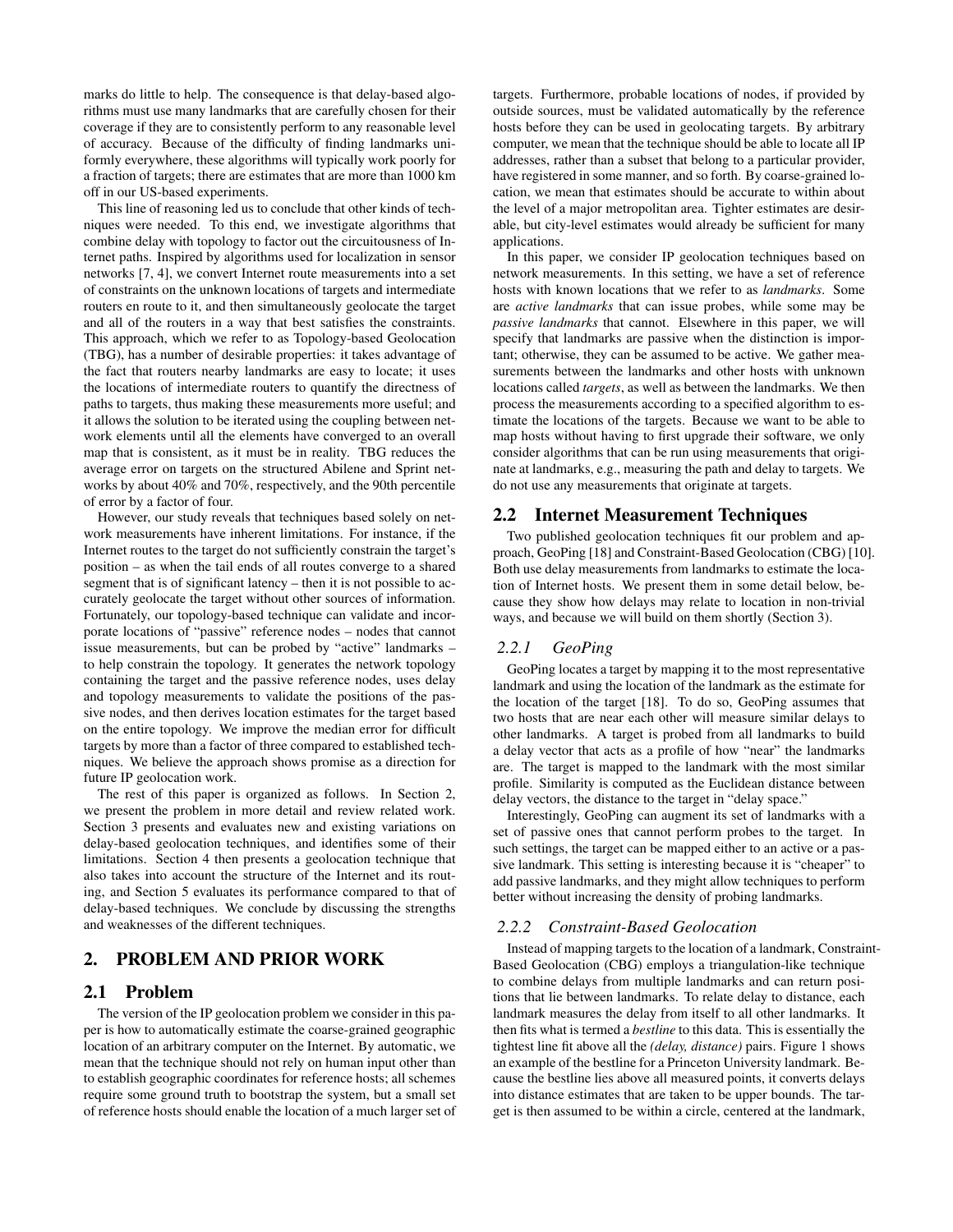marks do little to help. The consequence is that delay-based algorithms must use many landmarks that are carefully chosen for their coverage if they are to consistently perform to any reasonable level of accuracy. Because of the difficulty of finding landmarks uniformly everywhere, these algorithms will typically work poorly for a fraction of targets; there are estimates that are more than 1000 km off in our US-based experiments.

This line of reasoning led us to conclude that other kinds of techniques were needed. To this end, we investigate algorithms that combine delay with topology to factor out the circuitousness of Internet paths. Inspired by algorithms used for localization in sensor networks [7, 4], we convert Internet route measurements into a set of constraints on the unknown locations of targets and intermediate routers en route to it, and then simultaneously geolocate the target and all of the routers in a way that best satisfies the constraints. This approach, which we refer to as Topology-based Geolocation (TBG), has a number of desirable properties: it takes advantage of the fact that routers nearby landmarks are easy to locate; it uses the locations of intermediate routers to quantify the directness of paths to targets, thus making these measurements more useful; and it allows the solution to be iterated using the coupling between network elements until all the elements have converged to an overall map that is consistent, as it must be in reality. TBG reduces the average error on targets on the structured Abilene and Sprint networks by about 40% and 70%, respectively, and the 90th percentile of error by a factor of four.

However, our study reveals that techniques based solely on network measurements have inherent limitations. For instance, if the Internet routes to the target do not sufficiently constrain the target's position – as when the tail ends of all routes converge to a shared segment that is of significant latency – then it is not possible to accurately geolocate the target without other sources of information. Fortunately, our topology-based technique can validate and incorporate locations of "passive" reference nodes – nodes that cannot issue measurements, but can be probed by "active" landmarks – to help constrain the topology. It generates the network topology containing the target and the passive reference nodes, uses delay and topology measurements to validate the positions of the passive nodes, and then derives location estimates for the target based on the entire topology. We improve the median error for difficult targets by more than a factor of three compared to established techniques. We believe the approach shows promise as a direction for future IP geolocation work.

The rest of this paper is organized as follows. In Section 2, we present the problem in more detail and review related work. Section 3 presents and evaluates new and existing variations on delay-based geolocation techniques, and identifies some of their limitations. Section 4 then presents a geolocation technique that also takes into account the structure of the Internet and its routing, and Section 5 evaluates its performance compared to that of delay-based techniques. We conclude by discussing the strengths and weaknesses of the different techniques.

# 2. PROBLEM AND PRIOR WORK

## 2.1 Problem

The version of the IP geolocation problem we consider in this paper is how to automatically estimate the coarse-grained geographic location of an arbitrary computer on the Internet. By automatic, we mean that the technique should not rely on human input other than to establish geographic coordinates for reference hosts; all schemes require some ground truth to bootstrap the system, but a small set of reference hosts should enable the location of a much larger set of targets. Furthermore, probable locations of nodes, if provided by outside sources, must be validated automatically by the reference hosts before they can be used in geolocating targets. By arbitrary computer, we mean that the technique should be able to locate all IP addresses, rather than a subset that belong to a particular provider, have registered in some manner, and so forth. By coarse-grained location, we mean that estimates should be accurate to within about the level of a major metropolitan area. Tighter estimates are desirable, but city-level estimates would already be sufficient for many applications.

In this paper, we consider IP geolocation techniques based on network measurements. In this setting, we have a set of reference hosts with known locations that we refer to as *landmarks*. Some are *active landmarks* that can issue probes, while some may be *passive landmarks* that cannot. Elsewhere in this paper, we will specify that landmarks are passive when the distinction is important; otherwise, they can be assumed to be active. We gather measurements between the landmarks and other hosts with unknown locations called *targets*, as well as between the landmarks. We then process the measurements according to a specified algorithm to estimate the locations of the targets. Because we want to be able to map hosts without having to first upgrade their software, we only consider algorithms that can be run using measurements that originate at landmarks, e.g., measuring the path and delay to targets. We do not use any measurements that originate at targets.

## 2.2 Internet Measurement Techniques

Two published geolocation techniques fit our problem and approach, GeoPing [18] and Constraint-Based Geolocation (CBG) [10]. Both use delay measurements from landmarks to estimate the location of Internet hosts. We present them in some detail below, because they show how delays may relate to location in non-trivial ways, and because we will build on them shortly (Section 3).

### 2.2.1 GeoPing

GeoPing locates a target by mapping it to the most representative landmark and using the location of the landmark as the estimate for the location of the target [18]. To do so, GeoPing assumes that two hosts that are near each other will measure similar delays to other landmarks. A target is probed from all landmarks to build a delay vector that acts as a profile of how "near" the landmarks are. The target is mapped to the landmark with the most similar profile. Similarity is computed as the Euclidean distance between delay vectors, the distance to the target in "delay space."

Interestingly, GeoPing can augment its set of landmarks with a set of passive ones that cannot perform probes to the target. In such settings, the target can be mapped either to an active or a passive landmark. This setting is interesting because it is "cheaper" to add passive landmarks, and they might allow techniques to perform better without increasing the density of probing landmarks.

### 2.2.2 Constraint-Based Geolocation

Instead of mapping targets to the location of a landmark, Constraint-Based Geolocation (CBG) employs a triangulation-like technique to combine delays from multiple landmarks and can return positions that lie between landmarks. To relate delay to distance, each landmark measures the delay from itself to all other landmarks. It then fits what is termed a *bestline* to this data. This is essentially the tightest line fit above all the *(delay, distance)* pairs. Figure 1 shows an example of the bestline for a Princeton University landmark. Because the bestline lies above all measured points, it converts delays into distance estimates that are taken to be upper bounds. The target is then assumed to be within a circle, centered at the landmark,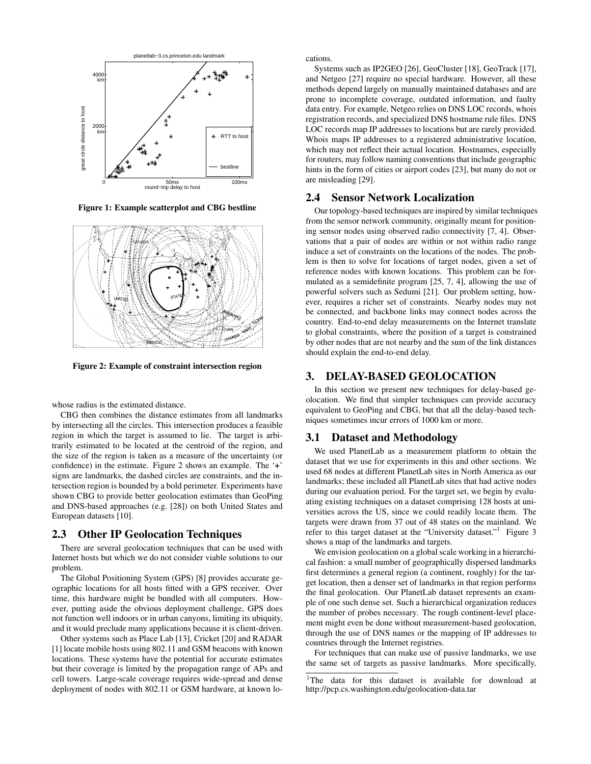Figure 1: Example scatterplot and CBG bestline

Figure 2: Example of constraint intersection region

whose radius is the estimated distance.

CBG then combines the distance estimates from all landmarks by intersecting all the circles. This intersection produces a feasible region in which the target is assumed to lie. The target is arbitrarily estimated to be located at the centroid of the region, and the size of the region is taken as a measure of the uncertainty (or confidence) in the estimate. Figure 2 shows an example. The '+' signs are landmarks, the dashed circles are constraints, and the intersection region is bounded by a bold perimeter. Experiments have shown CBG to provide better geolocation estimates than GeoPing and DNS-based approaches (e.g. [28]) on both United States and European datasets [10].

## 2.3 Other IP Geolocation Techniques

There are several geolocation techniques that can be used with Internet hosts but which we do not consider viable solutions to our problem.

The Global Positioning System (GPS) [8] provides accurate geographic locations for all hosts fitted with a GPS receiver. Over time, this hardware might be bundled with all computers. However, putting aside the obvious deployment challenge, GPS does not function well indoors or in urban canyons, limiting its ubiquity, and it would preclude many applications because it is client-driven.

Other systems such as Place Lab [13], Cricket [20] and RADAR [1] locate mobile hosts using 802.11 and GSM beacons with known locations. These systems have the potential for accurate estimates but their coverage is limited by the propagation range of APs and cell towers. Large-scale coverage requires wide-spread and dense deployment of nodes with 802.11 or GSM hardware, at known locations.

Systems such as IP2GEO [26], GeoCluster [18], GeoTrack [17], and Netgeo [27] require no special hardware. However, all these methods depend largely on manually maintained databases and are prone to incomplete coverage, outdated information, and faulty data entry. For example, Netgeo relies on DNS LOC records, whois registration records, and specialized DNS hostname rule files. DNS LOC records map IP addresses to locations but are rarely provided. Whois maps IP addresses to a registered administrative location, which may not reflect their actual location. Hostnames, especially for routers, may follow naming conventions that include geographic hints in the form of cities or airport codes [23], but many do not or are misleading [29].

## 2.4 Sensor Network Localization

Our topology-based techniques are inspired by similar techniques from the sensor network community, originally meant for positioning sensor nodes using observed radio connectivity [7, 4]. Observations that a pair of nodes are within or not within radio range induce a set of constraints on the locations of the nodes. The problem is then to solve for locations of target nodes, given a set of reference nodes with known locations. This problem can be formulated as a semidefinite program [25, 7, 4], allowing the use of powerful solvers such as Sedumi [21]. Our problem setting, however, requires a richer set of constraints. Nearby nodes may not be connected, and backbone links may connect nodes across the country. End-to-end delay measurements on the Internet translate to global constraints, where the position of a target is constrained by other nodes that are not nearby and the sum of the link distances should explain the end-to-end delay.

# 3. DELAY-BASED GEOLOCATION

In this section we present new techniques for delay-based geolocation. We find that simpler techniques can provide accuracy equivalent to GeoPing and CBG, but that all the delay-based techniques sometimes incur errors of 1000 km or more.

## 3.1 Dataset and Methodology

We used PlanetLab as a measurement platform to obtain the dataset that we use for experiments in this and other sections. We used 68 nodes at different PlanetLab sites in North America as our landmarks; these included all PlanetLab sites that had active nodes during our evaluation period. For the target set, we begin by evaluating existing techniques on a dataset comprising 128 hosts at universities across the US, since we could readily locate them. The targets were drawn from 37 out of 48 states on the mainland. We refer to this target dataset at the "University dataset."[1] Figure 3 shows a map of the landmarks and targets.

We envision geolocation on a global scale working in a hierarchical fashion: a small number of geographically dispersed landmarks first determines a general region (a continent, roughly) for the target location, then a denser set of landmarks in that region performs the final geolocation. Our PlanetLab dataset represents an example of one such dense set. Such a hierarchical organization reduces the number of probes necessary. The rough continent-level placement might even be done without measurement-based geolocation, through the use of DNS names or the mapping of IP addresses to countries through the Internet registries.

For techniques that can make use of passive landmarks, we use the same set of targets as passive landmarks. More specifically,

[1] The data for this dataset is available for download at http://pcp.cs.washington.edu/geolocation-data.tar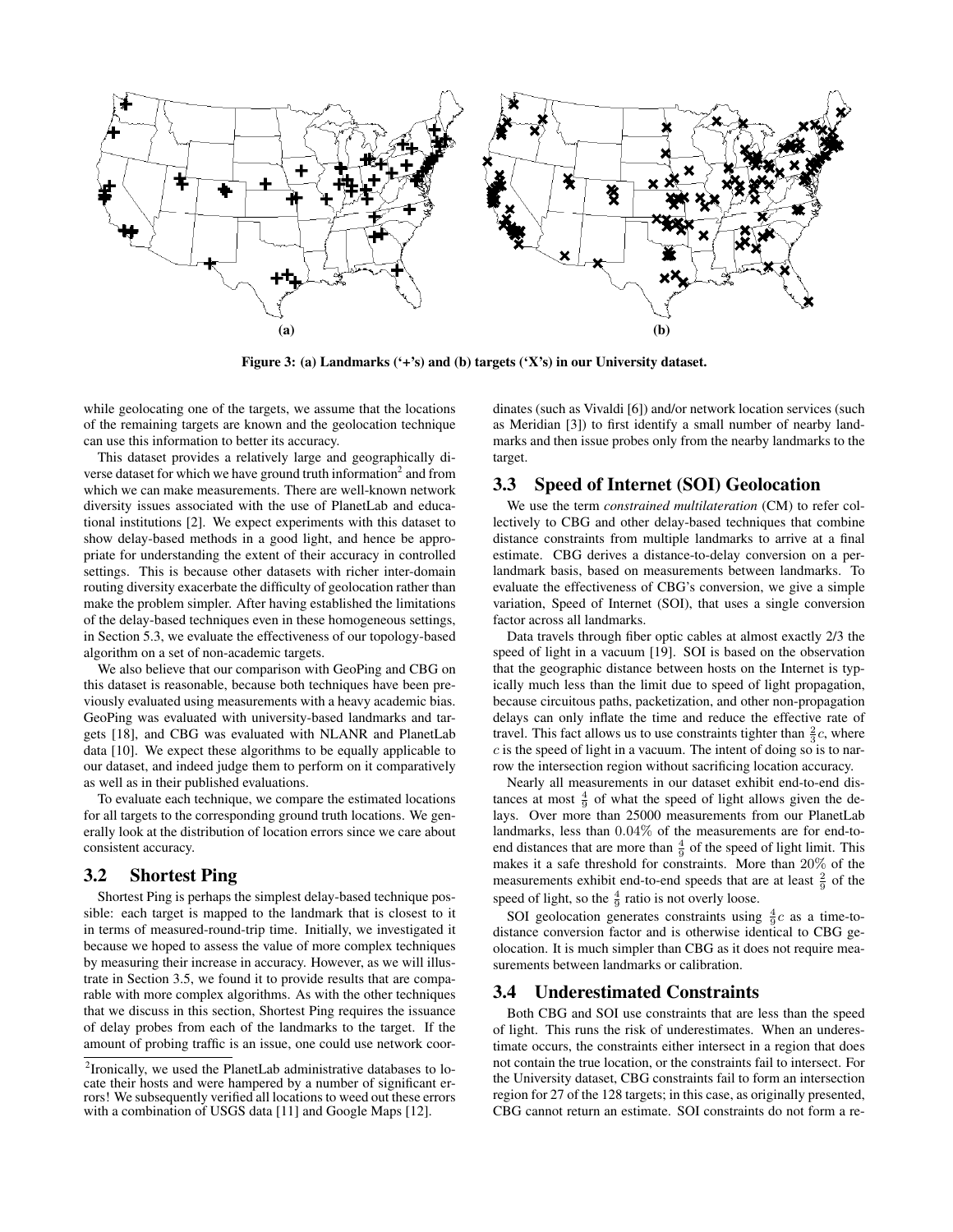**Figure 3: (a) Landmarks ('+'s) and (b) targets ('X's) in our University dataset.**

while geolocating one of the targets, we assume that the locations of the remaining targets are known and the geolocation technique can use this information to better its accuracy.

This dataset provides a relatively large and geographically diverse dataset for which we have ground truth information[2] and from which we can make measurements. There are well-known network diversity issues associated with the use of PlanetLab and educational institutions [2]. We expect experiments with this dataset to show delay-based methods in a good light, and hence be appropriate for understanding the extent of their accuracy in controlled settings. This is because other datasets with richer inter-domain routing diversity exacerbate the difficulty of geolocation rather than make the problem simpler. After having established the limitations of the delay-based techniques even in these homogeneous settings, in Section 5.3, we evaluate the effectiveness of our topology-based algorithm on a set of non-academic targets.

We also believe that our comparison with GeoPing and CBG on this dataset is reasonable, because both techniques have been previously evaluated using measurements with a heavy academic bias. GeoPing was evaluated with university-based landmarks and targets [18], and CBG was evaluated with NLANR and PlanetLab data [10]. We expect these algorithms to be equally applicable to our dataset, and indeed judge them to perform on it comparatively as well as in their published evaluations.

To evaluate each technique, we compare the estimated locations for all targets to the corresponding ground truth locations. We generally look at the distribution of location errors since we care about consistent accuracy.

## 3.2 Shortest Ping

Shortest Ping is perhaps the simplest delay-based technique possible: each target is mapped to the landmark that is closest to it in terms of measured-round-trip time. Initially, we investigated it because we hoped to assess the value of more complex techniques by measuring their increase in accuracy. However, as we will illustrate in Section 3.5, we found it to provide results that are comparable with more complex algorithms. As with the other techniques that we discuss in this section, Shortest Ping requires the issuance of delay probes from each of the landmarks to the target. If the amount of probing traffic is an issue, one could use network coordinates (such as Vivaldi [6]) and/or network location services (such as Meridian [3]) to first identify a small number of nearby landmarks and then issue probes only from the nearby landmarks to the target.

## 3.3 Speed of Internet (SOI) Geolocation

We use the term *constrained multilateration* (CM) to refer collectively to CBG and other delay-based techniques that combine distance constraints from multiple landmarks to arrive at a final estimate. CBG derives a distance-to-delay conversion on a per-landmark basis, based on measurements between landmarks. To evaluate the effectiveness of CBG's conversion, we give a simple variation, Speed of Internet (SOI), that uses a single conversion factor across all landmarks.

Data travels through fiber optic cables at almost exactly 2/3 the speed of light in a vacuum [19]. SOI is based on the observation that the geographic distance between hosts on the Internet is typically much less than the limit due to speed of light propagation, because circuitous paths, packetization, and other non-propagation delays can only inflate the time and reduce the effective rate of travel. This fact allows us to use constraints tighter than $\frac{2}{3}c$, where $c$ is the speed of light in a vacuum. The intent of doing so is to narrow the intersection region without sacrificing location accuracy.

Nearly all measurements in our dataset exhibit end-to-end distances at most $\frac{4}{9}$ of what the speed of light allows given the delays. Over more than 25000 measurements from our PlanetLab landmarks, less than $0.04\%$ of the measurements are for end-to-end distances that are more than $\frac{4}{9}$ of the speed of light limit. This makes it a safe threshold for constraints. More than $20\%$ of the measurements exhibit end-to-end speeds that are at least $\frac{2}{9}$ of the speed of light, so the $\frac{4}{9}$ ratio is not overly loose.

SOI geolocation generates constraints using $\frac{4}{9}c$ as a time-to-distance conversion factor and is otherwise identical to CBG geolocation. It is much simpler than CBG as it does not require measurements between landmarks or calibration.

## 3.4 Underestimated Constraints

Both CBG and SOI use constraints that are less than the speed of light. This runs the risk of underestimates. When an underestimate occurs, the constraints either intersect in a region that does not contain the true location, or the constraints fail to intersect. For the University dataset, CBG constraints fail to form an intersection region for 27 of the 128 targets; in this case, as originally presented, CBG cannot return an estimate. SOI constraints do not form a re-

[2] Ironically, we used the PlanetLab administrative databases to locate their hosts and were hampered by a number of significant errors! We subsequently verified all locations to weed out these errors with a combination of USGS data [11] and Google Maps [12].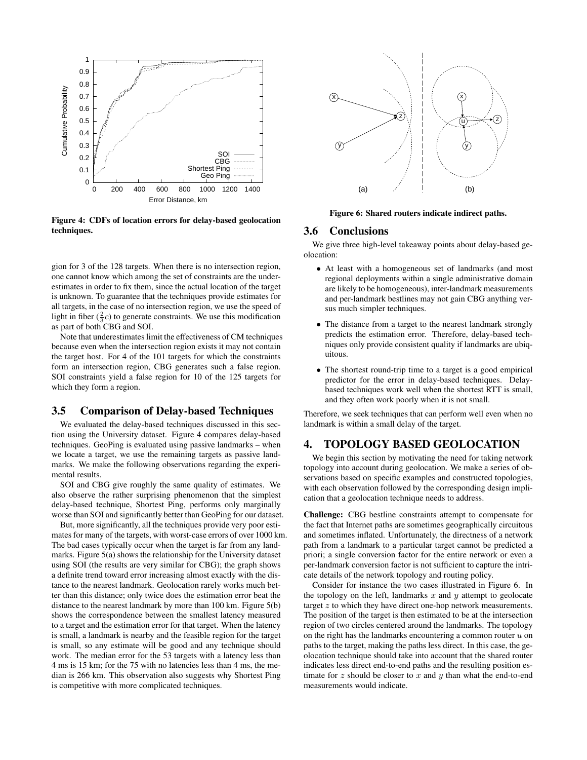1
0.9
0.8
0.7
0.6
0.5
0.4
0.3
0.2
0.1
0
0 200 400 600 800 1000 1200 1400
Cumulative Probability
Error Distance, km
SOI
CBG
Shortest Ping
Geo Ping

**Figure 4: CDFs of location errors for delay-based geolocation techniques.**

gion for 3 of the 128 targets. When there is no intersection region, one cannot know which among the set of constraints are the underestimates in order to fix them, since the actual location of the target is unknown. To guarantee that the techniques provide estimates for all targets, in the case of no intersection region, we use the speed of light in fiber ($\frac{2}{3}c$) to generate constraints. We use this modification as part of both CBG and SOI.

Note that underestimates limit the effectiveness of CM techniques because even when the intersection region exists it may not contain the target host. For 4 of the 101 targets for which the constraints form an intersection region, CBG generates such a false region. SOI constraints yield a false region for 10 of the 125 targets for which they form a region.

## 3.5 Comparison of Delay-based Techniques

We evaluated the delay-based techniques discussed in this section using the University dataset. Figure 4 compares delay-based techniques. GeoPing is evaluated using passive landmarks – when we locate a target, we use the remaining targets as passive landmarks. We make the following observations regarding the experimental results.

SOI and CBG give roughly the same quality of estimates. We also observe the rather surprising phenomenon that the simplest delay-based technique, Shortest Ping, performs only marginally worse than SOI and significantly better than GeoPing for our dataset.

But, more significantly, all the techniques provide very poor estimates for many of the targets, with worst-case errors of over 1000 km. The bad cases typically occur when the target is far from any landmarks. Figure 5(a) shows the relationship for the University dataset using SOI (the results are very similar for CBG); the graph shows a definite trend toward error increasing almost exactly with the distance to the nearest landmark. Geolocation rarely works much better than this distance; only twice does the estimation error beat the distance to the nearest landmark by more than 100 km. Figure 5(b) shows the correspondence between the smallest latency measured to a target and the estimation error for that target. When the latency is small, a landmark is nearby and the feasible region for the target is small, so any estimate will be good and any technique should work. The median error for the 53 targets with a latency less than 4 ms is 15 km; for the 75 with no latencies less than 4 ms, the median is 266 km. This observation also suggests why Shortest Ping is competitive with more complicated techniques.

x
z
y
(a)
x
u
z
y
(b)

**Figure 6: Shared routers indicate indirect paths.**

## 3.6 Conclusions

We give three high-level takeaway points about delay-based geolocation:

- At least with a homogeneous set of landmarks (and most regional deployments within a single administrative domain are likely to be homogeneous), inter-landmark measurements and per-landmark bestlines may not gain CBG anything versus much simpler techniques.
- The distance from a target to the nearest landmark strongly predicts the estimation error. Therefore, delay-based techniques only provide consistent quality if landmarks are ubiquitous.
- The shortest round-trip time to a target is a good empirical predictor for the error in delay-based techniques. Delay-based techniques work well when the shortest RTT is small, and they often work poorly when it is not small.

Therefore, we seek techniques that can perform well even when no landmark is within a small delay of the target.

# 4. TOPOLOGY BASED GEOLOCATION

We begin this section by motivating the need for taking network topology into account during geolocation. We make a series of observations based on specific examples and constructed topologies, with each observation followed by the corresponding design implication that a geolocation technique needs to address.

**Challenge:** CBG bestline constraints attempt to compensate for the fact that Internet paths are sometimes geographically circuitous and sometimes inflated. Unfortunately, the directness of a network path from a landmark to a particular target cannot be predicted a priori; a single conversion factor for the entire network or even a per-landmark conversion factor is not sufficient to capture the intricate details of the network topology and routing policy.

Consider for instance the two cases illustrated in Figure 6. In the topology on the left, landmarks $x$ and $y$ attempt to geolocate target $z$ to which they have direct one-hop network measurements. The position of the target is then estimated to be at the intersection region of two circles centered around the landmarks. The topology on the right has the landmarks encountering a common router $u$ on paths to the target, making the paths less direct. In this case, the geolocation technique should take into account that the shared router indicates less direct end-to-end paths and the resulting position estimate for $z$ should be closer to $x$ and $y$ than what the end-to-end measurements would indicate.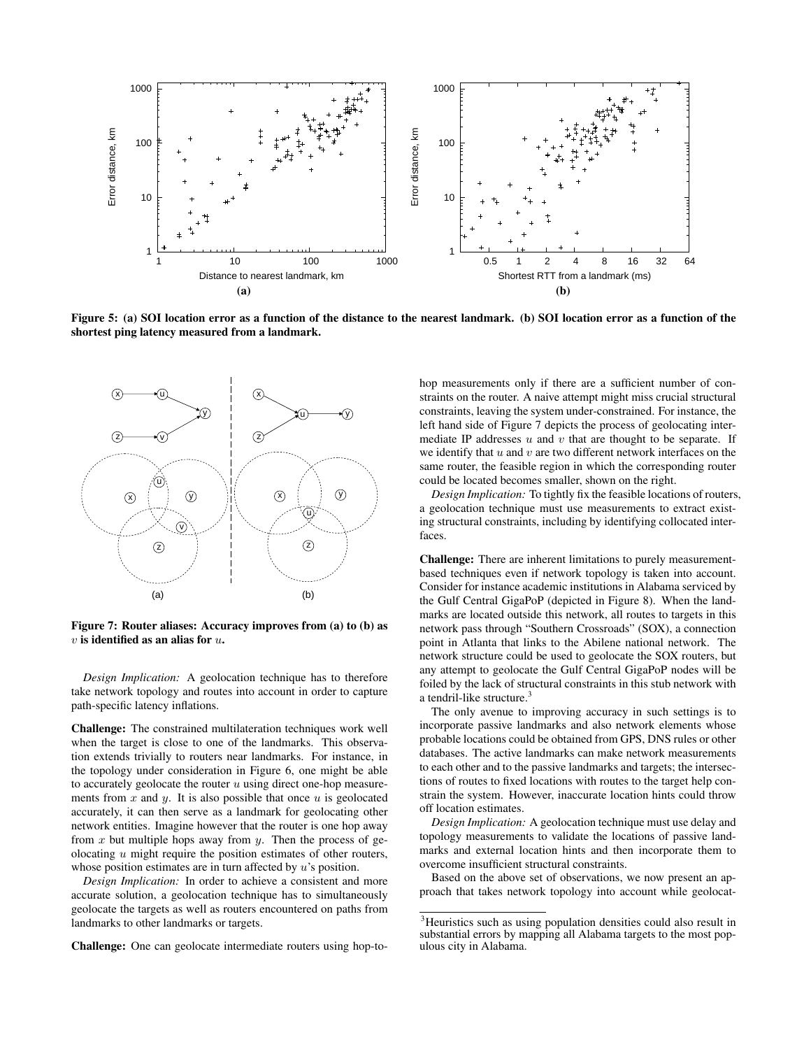**Figure 5: (a) SOI location error as a function of the distance to the nearest landmark. (b) SOI location error as a function of the shortest ping latency measured from a landmark.**

**Figure 7: Router aliases: Accuracy improves from (a) to (b) as $v$ is identified as an alias for $u$.**

*Design Implication:* A geolocation technique has to therefore take network topology and routes into account in order to capture path-specific latency inflations.

**Challenge:** The constrained multilateration techniques work well when the target is close to one of the landmarks. This observation extends trivially to routers near landmarks. For instance, in the topology under consideration in Figure 6, one might be able to accurately geolocate the router $u$ using direct one-hop measurements from $x$ and $y$. It is also possible that once $u$ is geolocated accurately, it can then serve as a landmark for geolocating other network entities. Imagine however that the router is one hop away from $x$ but multiple hops away from $y$. Then the process of geolocating $u$ might require the position estimates of other routers, whose position estimates are in turn affected by $u$'s position.

*Design Implication:* In order to achieve a consistent and more accurate solution, a geolocation technique has to simultaneously geolocate the targets as well as routers encountered on paths from landmarks to other landmarks or targets.

**Challenge:** One can geolocate intermediate routers using hop-to-hop measurements only if there are a sufficient number of constraints on the router. A naive attempt might miss crucial structural constraints, leaving the system under-constrained. For instance, the left hand side of Figure 7 depicts the process of geolocating intermediate IP addresses $u$ and $v$ that are thought to be separate. If we identify that $u$ and $v$ are two different network interfaces on the same router, the feasible region in which the corresponding router could be located becomes smaller, shown on the right.

*Design Implication:* To tightly fix the feasible locations of routers, a geolocation technique must use measurements to extract existing structural constraints, including by identifying collocated interfaces.

**Challenge:** There are inherent limitations to purely measurement-based techniques even if network topology is taken into account. Consider for instance academic institutions in Alabama serviced by the Gulf Central GigaPoP (depicted in Figure 8). When the landmarks are located outside this network, all routes to targets in this network pass through "Southern Crossroads" (SOX), a connection point in Atlanta that links to the Abilene national network. The network structure could be used to geolocate the SOX routers, but any attempt to geolocate the Gulf Central GigaPoP nodes will be foiled by the lack of structural constraints in this stub network with a tendril-like structure.[3]

The only avenue to improving accuracy in such settings is to incorporate passive landmarks and also network elements whose probable locations could be obtained from GPS, DNS rules or other databases. The active landmarks can make network measurements to each other and to the passive landmarks and targets; the intersections of routes to fixed locations with routes to the target help constrain the system. However, inaccurate location hints could throw off location estimates.

*Design Implication:* A geolocation technique must use delay and topology measurements to validate the locations of passive landmarks and external location hints and then incorporate them to overcome insufficient structural constraints.

Based on the above set of observations, we now present an approach that takes network topology into account while geolocat-

[3]Heuristics such as using population densities could also result in substantial errors by mapping all Alabama targets to the most populous city in Alabama.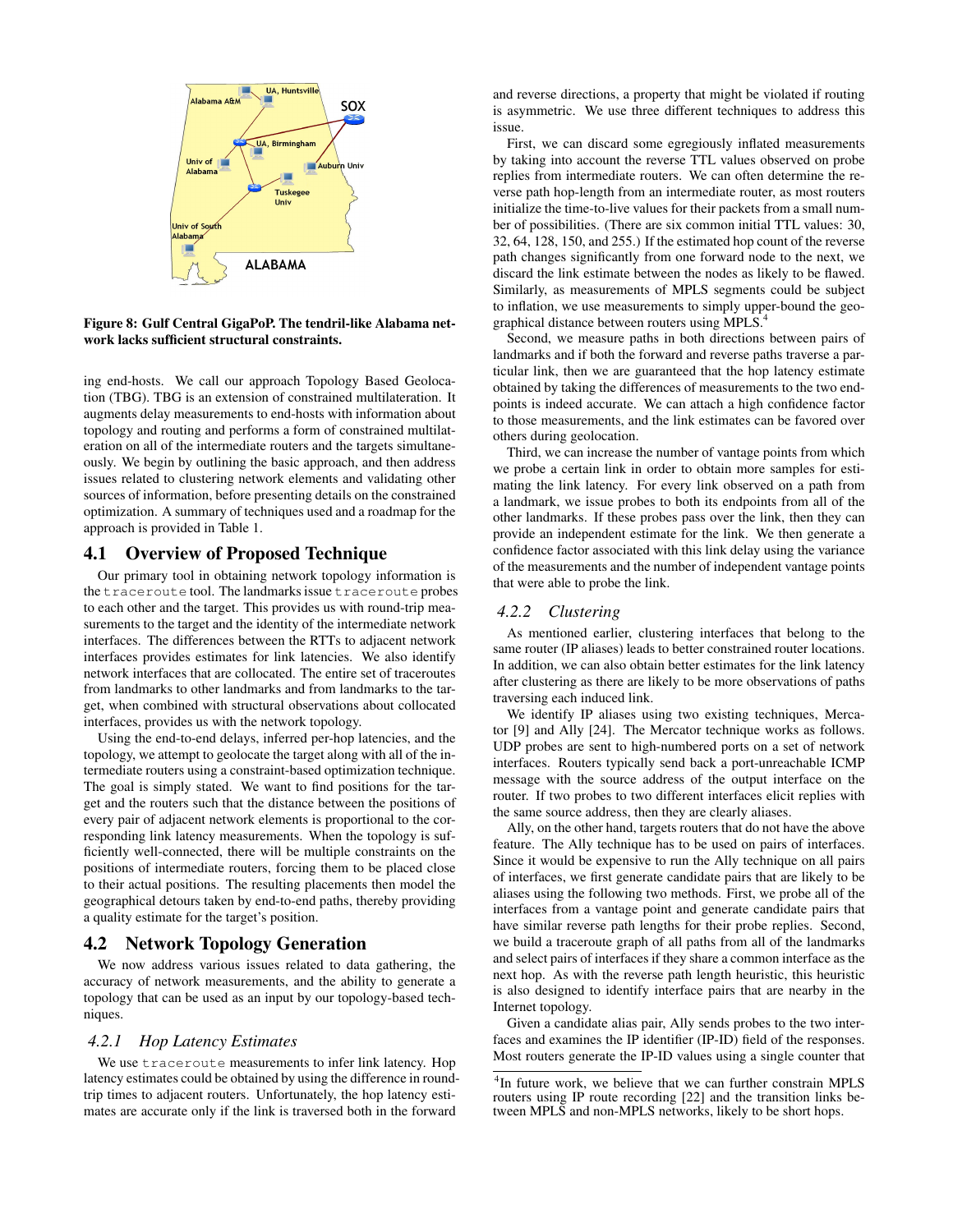**Figure 8: Gulf Central GigaPoP. The tendril-like Alabama network lacks sufficient structural constraints.**

ing end-hosts. We call our approach Topology Based Geolocation (TBG). TBG is an extension of constrained multilateration. It augments delay measurements to end-hosts with information about topology and routing and performs a form of constrained multilateration on all of the intermediate routers and the targets simultaneously. We begin by outlining the basic approach, and then address issues related to clustering network elements and validating other sources of information, before presenting details on the constrained optimization. A summary of techniques used and a roadmap for the approach is provided in Table 1.

## 4.1 Overview of Proposed Technique

Our primary tool in obtaining network topology information is the `traceroute` tool. The landmarks issue `traceroute` probes to each other and the target. This provides us with round-trip measurements to the target and the identity of the intermediate network interfaces. The differences between the RTTs to adjacent network interfaces provides estimates for link latencies. We also identify network interfaces that are collocated. The entire set of traceroutes from landmarks to other landmarks and from landmarks to the target, when combined with structural observations about collocated interfaces, provides us with the network topology.

Using the end-to-end delays, inferred per-hop latencies, and the topology, we attempt to geolocate the target along with all of the intermediate routers using a constraint-based optimization technique. The goal is simply stated. We want to find positions for the target and the routers such that the distance between the positions of every pair of adjacent network elements is proportional to the corresponding link latency measurements. When the topology is sufficiently well-connected, there will be multiple constraints on the positions of intermediate routers, forcing them to be placed close to their actual positions. The resulting placements then model the geographical detours taken by end-to-end paths, thereby providing a quality estimate for the target's position.

## 4.2 Network Topology Generation

We now address various issues related to data gathering, the accuracy of network measurements, and the ability to generate a topology that can be used as an input by our topology-based techniques.

### *4.2.1 Hop Latency Estimates*

We use `traceroute` measurements to infer link latency. Hop latency estimates could be obtained by using the difference in round-trip times to adjacent routers. Unfortunately, the hop latency estimates are accurate only if the link is traversed both in the forward and reverse directions, a property that might be violated if routing is asymmetric. We use three different techniques to address this issue.

First, we can discard some egregiously inflated measurements by taking into account the reverse TTL values observed on probe replies from intermediate routers. We can often determine the reverse path hop-length from an intermediate router, as most routers initialize the time-to-live values for their packets from a small number of possibilities. (There are six common initial TTL values: 30, 32, 64, 128, 150, and 255.) If the estimated hop count of the reverse path changes significantly from one forward node to the next, we discard the link estimate between the nodes as likely to be flawed. Similarly, as measurements of MPLS segments could be subject to inflation, we use measurements to simply upper-bound the geographical distance between routers using MPLS.[4]

Second, we measure paths in both directions between pairs of landmarks and if both the forward and reverse paths traverse a particular link, then we are guaranteed that the hop latency estimate obtained by taking the differences of measurements to the two endpoints is indeed accurate. We can attach a high confidence factor to those measurements, and the link estimates can be favored over others during geolocation.

Third, we can increase the number of vantage points from which we probe a certain link in order to obtain more samples for estimating the link latency. For every link observed on a path from a landmark, we issue probes to both its endpoints from all of the other landmarks. If these probes pass over the link, then they can provide an independent estimate for the link. We then generate a confidence factor associated with this link delay using the variance of the measurements and the number of independent vantage points that were able to probe the link.

### *4.2.2 Clustering*

As mentioned earlier, clustering interfaces that belong to the same router (IP aliases) leads to better constrained router locations. In addition, we can also obtain better estimates for the link latency after clustering as there are likely to be more observations of paths traversing each induced link.

We identify IP aliases using two existing techniques, Mercator [9] and Ally [24]. The Mercator technique works as follows. UDP probes are sent to high-numbered ports on a set of network interfaces. Routers typically send back a port-unreachable ICMP message with the source address of the output interface on the router. If two probes to two different interfaces elicit replies with the same source address, then they are clearly aliases.

Ally, on the other hand, targets routers that do not have the above feature. The Ally technique has to be used on pairs of interfaces. Since it would be expensive to run the Ally technique on all pairs of interfaces, we first generate candidate pairs that are likely to be aliases using the following two methods. First, we probe all of the interfaces from a vantage point and generate candidate pairs that have similar reverse path lengths for their probe replies. Second, we build a traceroute graph of all paths from all of the landmarks and select pairs of interfaces if they share a common interface as the next hop. As with the reverse path length heuristic, this heuristic is also designed to identify interface pairs that are nearby in the Internet topology.

Given a candidate alias pair, Ally sends probes to the two interfaces and examines the IP identifier (IP-ID) field of the responses. Most routers generate the IP-ID values using a single counter that

[4]In future work, we believe that we can further constrain MPLS routers using IP route recording [22] and the transition links between MPLS and non-MPLS networks, likely to be short hops.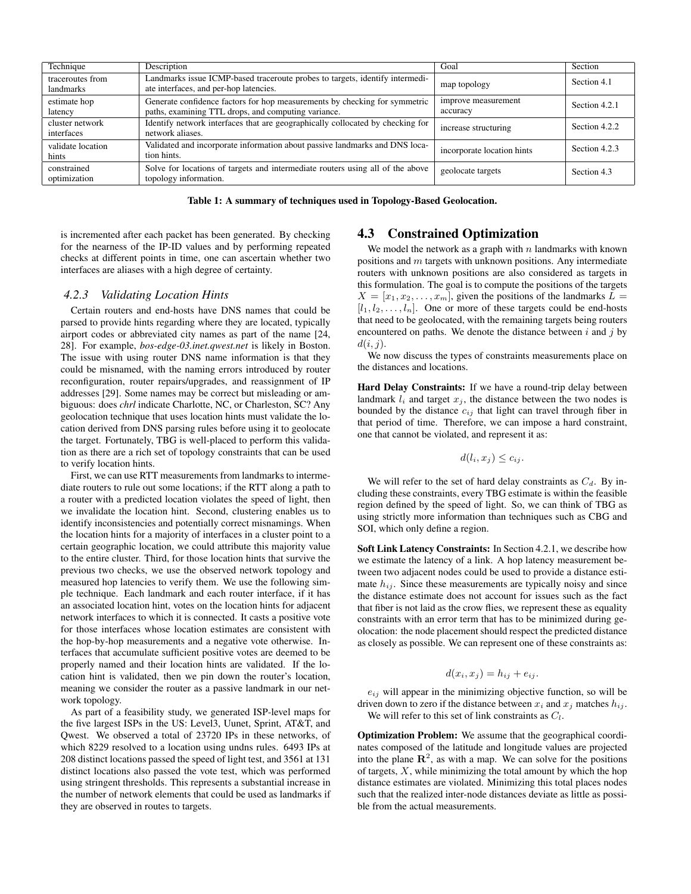| Technique | Description | Goal | Section |
| --- | --- | --- | --- |
| traceroutes from landmarks | Landmarks issue ICMP-based traceroute probes to targets, identify intermediate interfaces, and per-hop latencies. | map topology | Section 4.1 |
| estimate hop latency | Generate confidence factors for hop measurements by checking for symmetric paths, examining TTL drops, and computing variance. | improve measurement accuracy | Section 4.2.1 |
| cluster network interfaces | Identify network interfaces that are geographically collocated by checking for network aliases. | increase structuring | Section 4.2.2 |
| validate location hints | Validated and incorporate information about passive landmarks and DNS location hints. | incorporate location hints | Section 4.2.3 |
| constrained optimization | Solve for locations of targets and intermediate routers using all of the above topology information. | geolocate targets | Section 4.3 |

**Table 1: A summary of techniques used in Topology-Based Geolocation.**

is incremented after each packet has been generated. By checking for the nearness of the IP-ID values and by performing repeated checks at different points in time, one can ascertain whether two interfaces are aliases with a high degree of certainty.

### 4.2.3 Validating Location Hints

Certain routers and end-hosts have DNS names that could be parsed to provide hints regarding where they are located, typically airport codes or abbreviated city names as part of the name [24, 28]. For example, *bos-edge-03.inet.qwest.net* is likely in Boston. The issue with using router DNS name information is that they could be misnamed, with the naming errors introduced by router reconfiguration, router repairs/upgrades, and reassignment of IP addresses [29]. Some names may be correct but misleading or ambiguous: does *chrl* indicate Charlotte, NC, or Charleston, SC? Any geolocation technique that uses location hints must validate the location derived from DNS parsing rules before using it to geolocate the target. Fortunately, TBG is well-placed to perform this validation as there are a rich set of topology constraints that can be used to verify location hints.

First, we can use RTT measurements from landmarks to intermediate routers to rule out some locations; if the RTT along a path to a router with a predicted location violates the speed of light, then we invalidate the location hint. Second, clustering enables us to identify inconsistencies and potentially correct misnamings. When the location hints for a majority of interfaces in a cluster point to a certain geographic location, we could attribute this majority value to the entire cluster. Third, for those location hints that survive the previous two checks, we use the observed network topology and measured hop latencies to verify them. We use the following simple technique. Each landmark and each router interface, if it has an associated location hint, votes on the location hints for adjacent network interfaces to which it is connected. It casts a positive vote for those interfaces whose location estimates are consistent with the hop-by-hop measurements and a negative vote otherwise. Interfaces that accumulate sufficient positive votes are deemed to be properly named and their location hints are validated. If the location hint is validated, then we pin down the router's location, meaning we consider the router as a passive landmark in our network topology.

As part of a feasibility study, we generated ISP-level maps for the five largest ISPs in the US: Level3, Uunet, Sprint, AT&T, and Qwest. We observed a total of 23720 IPs in these networks, of which 8229 resolved to a location using undns rules. 6493 IPs at 208 distinct locations passed the speed of light test, and 3561 at 131 distinct locations also passed the vote test, which was performed using stringent thresholds. This represents a substantial increase in the number of network elements that could be used as landmarks if they are observed in routes to targets.

## 4.3 Constrained Optimization

We model the network as a graph with $n$ landmarks with known positions and $m$ targets with unknown positions. Any intermediate routers with unknown positions are also considered as targets in this formulation. The goal is to compute the positions of the targets $X = [x_1, x_2, \ldots, x_m]$, given the positions of the landmarks $L = [l_1, l_2, \ldots, l_n]$. One or more of these targets could be end-hosts that need to be geolocated, with the remaining targets being routers encountered on paths. We denote the distance between $i$ and $j$ by $d(i, j)$.

We now discuss the types of constraints measurements place on the distances and locations.

**Hard Delay Constraints:** If we have a round-trip delay between landmark $l_i$ and target $x_j$, the distance between the two nodes is bounded by the distance $c_{ij}$ that light can travel through fiber in that period of time. Therefore, we can impose a hard constraint, one that cannot be violated, and represent it as:

$$d(l_i, x_j) \leq c_{ij}.$$

We will refer to the set of hard delay constraints as $C_d$. By including these constraints, every TBG estimate is within the feasible region defined by the speed of light. So, we can think of TBG as using strictly more information than techniques such as CBG and SOI, which only define a region.

**Soft Link Latency Constraints:** In Section 4.2.1, we describe how we estimate the latency of a link. A hop latency measurement between two adjacent nodes could be used to provide a distance estimate $h_{ij}$. Since these measurements are typically noisy and since the distance estimate does not account for issues such as the fact that fiber is not laid as the crow flies, we represent these as equality constraints with an error term that has to be minimized during geolocation: the node placement should respect the predicted distance as closely as possible. We can represent one of these constraints as:

$$d(x_i, x_j) = h_{ij} + e_{ij}.$$

$e_{ij}$ will appear in the minimizing objective function, so will be driven down to zero if the distance between $x_i$ and $x_j$ matches $h_{ij}$.

We will refer to this set of link constraints as $C_l$.

**Optimization Problem:** We assume that the geographical coordinates composed of the latitude and longitude values are projected into the plane $\mathbf{R}^2$, as with a map. We can solve for the positions of targets, $X$, while minimizing the total amount by which the hop distance estimates are violated. Minimizing this total places nodes such that the realized inter-node distances deviate as little as possible from the actual measurements.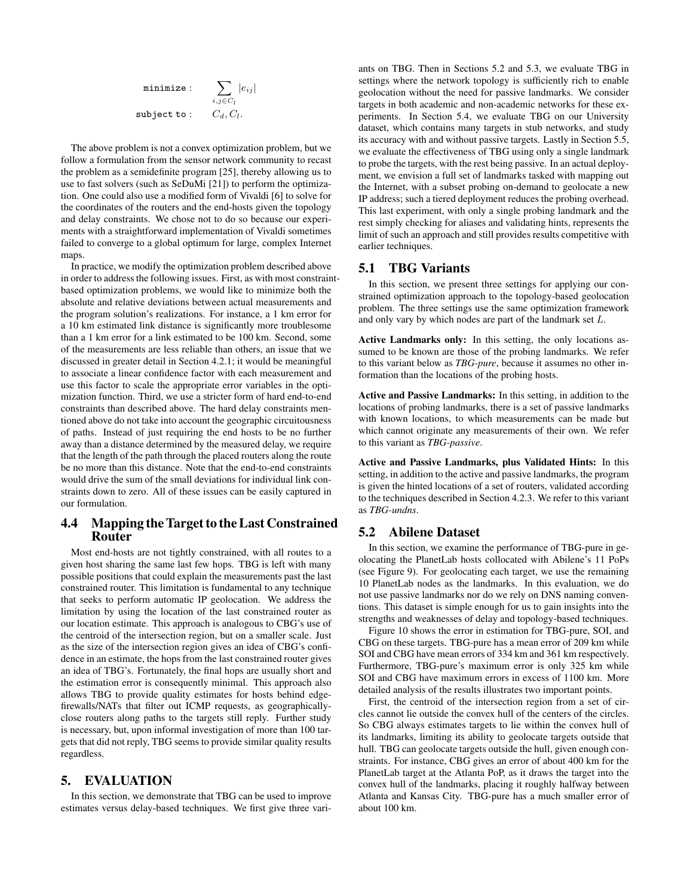$$\begin{aligned} \texttt{minimize}: \quad & \sum_{i,j \in C_l} |e_{ij}| \\ \texttt{subject to}: \quad & C_d, C_l. \end{aligned}$$

The above problem is not a convex optimization problem, but we follow a formulation from the sensor network community to recast the problem as a semidefinite program [25], thereby allowing us to use to fast solvers (such as SeDuMi [21]) to perform the optimization. One could also use a modified form of Vivaldi [6] to solve for the coordinates of the routers and the end-hosts given the topology and delay constraints. We chose not to do so because our experiments with a straightforward implementation of Vivaldi sometimes failed to converge to a global optimum for large, complex Internet maps.

In practice, we modify the optimization problem described above in order to address the following issues. First, as with most constraint-based optimization problems, we would like to minimize both the absolute and relative deviations between actual measurements and the program solution's realizations. For instance, a 1 km error for a 10 km estimated link distance is significantly more troublesome than a 1 km error for a link estimated to be 100 km. Second, some of the measurements are less reliable than others, an issue that we discussed in greater detail in Section 4.2.1; it would be meaningful to associate a linear confidence factor with each measurement and use this factor to scale the appropriate error variables in the optimization function. Third, we use a stricter form of hard end-to-end constraints than described above. The hard delay constraints mentioned above do not take into account the geographic circuitousness of paths. Instead of just requiring the end hosts to be no further away than a distance determined by the measured delay, we require that the length of the path through the placed routers along the route be no more than this distance. Note that the end-to-end constraints would drive the sum of the small deviations for individual link constraints down to zero. All of these issues can be easily captured in our formulation.

## 4.4 Mapping the Target to the Last Constrained Router

Most end-hosts are not tightly constrained, with all routes to a given host sharing the same last few hops. TBG is left with many possible positions that could explain the measurements past the last constrained router. This limitation is fundamental to any technique that seeks to perform automatic IP geolocation. We address the limitation by using the location of the last constrained router as our location estimate. This approach is analogous to CBG's use of the centroid of the intersection region, but on a smaller scale. Just as the size of the intersection region gives an idea of CBG's confidence in an estimate, the hops from the last constrained router gives an idea of TBG's. Fortunately, the final hops are usually short and the estimation error is consequently minimal. This approach also allows TBG to provide quality estimates for hosts behind edge-firewalls/NATs that filter out ICMP requests, as geographically-close routers along paths to the targets still reply. Further study is necessary, but, upon informal investigation of more than 100 targets that did not reply, TBG seems to provide similar quality results regardless.

# 5. EVALUATION

In this section, we demonstrate that TBG can be used to improve estimates versus delay-based techniques. We first give three variants on TBG. Then in Sections 5.2 and 5.3, we evaluate TBG in settings where the network topology is sufficiently rich to enable geolocation without the need for passive landmarks. We consider targets in both academic and non-academic networks for these experiments. In Section 5.4, we evaluate TBG on our University dataset, which contains many targets in stub networks, and study its accuracy with and without passive targets. Lastly in Section 5.5, we evaluate the effectiveness of TBG using only a single landmark to probe the targets, with the rest being passive. In an actual deployment, we envision a full set of landmarks tasked with mapping out the Internet, with a subset probing on-demand to geolocate a new IP address; such a tiered deployment reduces the probing overhead. This last experiment, with only a single probing landmark and the rest simply checking for aliases and validating hints, represents the limit of such an approach and still provides results competitive with earlier techniques.

## 5.1 TBG Variants

In this section, we present three settings for applying our constrained optimization approach to the topology-based geolocation problem. The three settings use the same optimization framework and only vary by which nodes are part of the landmark set $L$.

**Active Landmarks only:** In this setting, the only locations assumed to be known are those of the probing landmarks. We refer to this variant below as *TBG-pure*, because it assumes no other information than the locations of the probing hosts.

**Active and Passive Landmarks:** In this setting, in addition to the locations of probing landmarks, there is a set of passive landmarks with known locations, to which measurements can be made but which cannot originate any measurements of their own. We refer to this variant as *TBG-passive*.

**Active and Passive Landmarks, plus Validated Hints:** In this setting, in addition to the active and passive landmarks, the program is given the hinted locations of a set of routers, validated according to the techniques described in Section 4.2.3. We refer to this variant as *TBG-undns*.

## 5.2 Abilene Dataset

In this section, we examine the performance of TBG-pure in geolocating the PlanetLab hosts collocated with Abilene's 11 PoPs (see Figure 9). For geolocating each target, we use the remaining 10 PlanetLab nodes as the landmarks. In this evaluation, we do not use passive landmarks nor do we rely on DNS naming conventions. This dataset is simple enough for us to gain insights into the strengths and weaknesses of delay and topology-based techniques.

Figure 10 shows the error in estimation for TBG-pure, SOI, and CBG on these targets. TBG-pure has a mean error of 209 km while SOI and CBG have mean errors of 334 km and 361 km respectively. Furthermore, TBG-pure's maximum error is only 325 km while SOI and CBG have maximum errors in excess of 1100 km. More detailed analysis of the results illustrates two important points.

First, the centroid of the intersection region from a set of circles cannot lie outside the convex hull of the centers of the circles. So CBG always estimates targets to lie within the convex hull of its landmarks, limiting its ability to geolocate targets outside that hull. TBG can geolocate targets outside the hull, given enough constraints. For instance, CBG gives an error of about 400 km for the PlanetLab target at the Atlanta PoP, as it draws the target into the convex hull of the landmarks, placing it roughly halfway between Atlanta and Kansas City. TBG-pure has a much smaller error of about 100 km.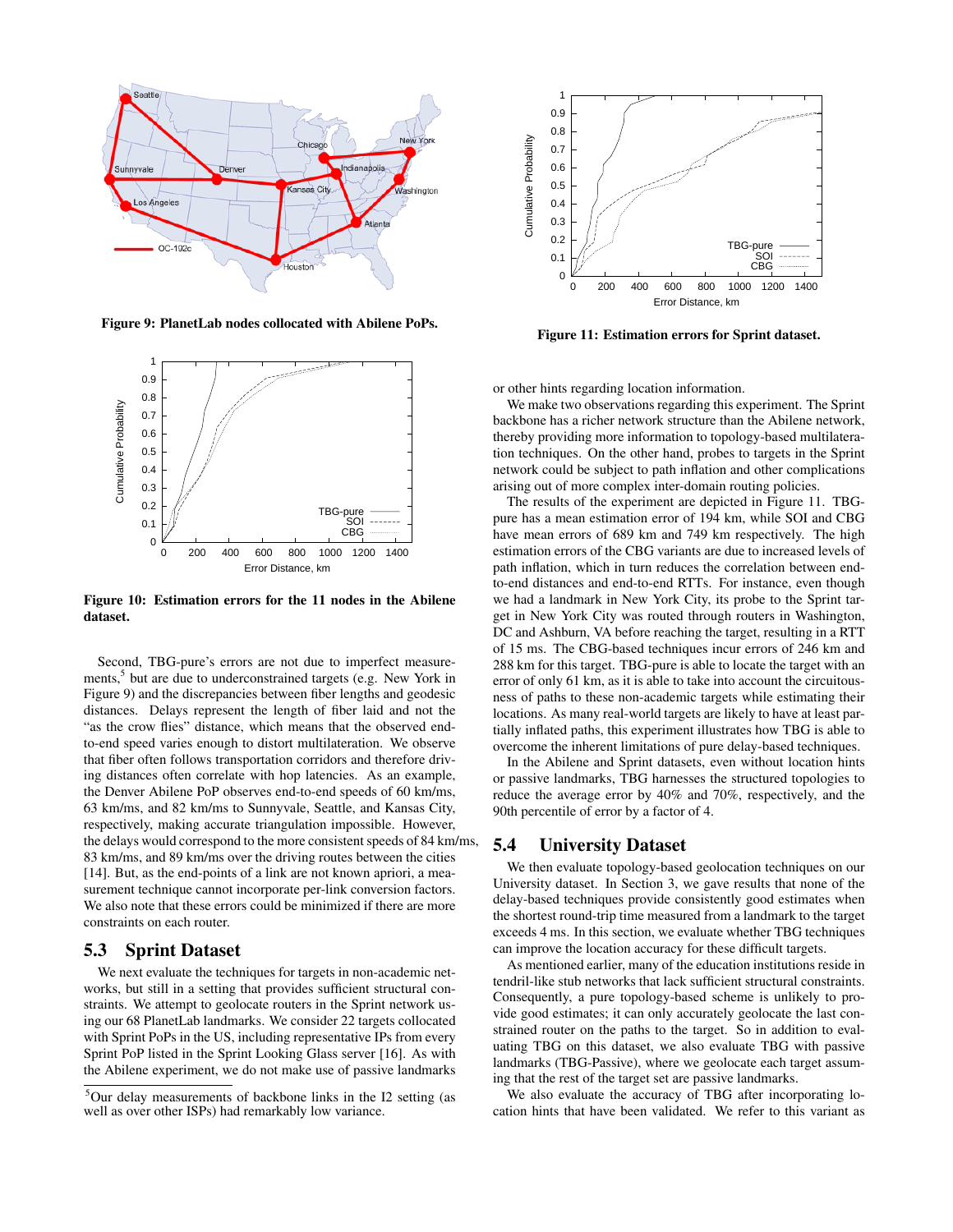Figure 9: PlanetLab nodes collocated with Abilene PoPs.

Figure 10: Estimation errors for the 11 nodes in the Abilene dataset.

Second, TBG-pure's errors are not due to imperfect measurements,[5] but are due to underconstrained targets (e.g. New York in Figure 9) and the discrepancies between fiber lengths and geodesic distances. Delays represent the length of fiber laid and not the "as the crow flies" distance, which means that the observed end-to-end speed varies enough to distort multilateration. We observe that fiber often follows transportation corridors and therefore driving distances often correlate with hop latencies. As an example, the Denver Abilene PoP observes end-to-end speeds of 60 km/ms, 63 km/ms, and 82 km/ms to Sunnyvale, Seattle, and Kansas City, respectively, making accurate triangulation impossible. However, the delays would correspond to the more consistent speeds of 84 km/ms, 83 km/ms, and 89 km/ms over the driving routes between the cities [14]. But, as the end-points of a link are not known apriori, a measurement technique cannot incorporate per-link conversion factors. We also note that these errors could be minimized if there are more constraints on each router.

### 5.3 Sprint Dataset

We next evaluate the techniques for targets in non-academic networks, but still in a setting that provides sufficient structural constraints. We attempt to geolocate routers in the Sprint network using our 68 PlanetLab landmarks. We consider 22 targets collocated with Sprint PoPs in the US, including representative IPs from every Sprint PoP listed in the Sprint Looking Glass server [16]. As with the Abilene experiment, we do not make use of passive landmarks or other hints regarding location information.

[5] Our delay measurements of backbone links in the I2 setting (as well as over other ISPs) had remarkably low variance.

Figure 11: Estimation errors for Sprint dataset.

We make two observations regarding this experiment. The Sprint backbone has a richer network structure than the Abilene network, thereby providing more information to topology-based multilateration techniques. On the other hand, probes to targets in the Sprint network could be subject to path inflation and other complications arising out of more complex inter-domain routing policies.

The results of the experiment are depicted in Figure 11. TBG-pure has a mean estimation error of 194 km, while SOI and CBG have mean errors of 689 km and 749 km respectively. The high estimation errors of the CBG variants are due to increased levels of path inflation, which in turn reduces the correlation between end-to-end distances and end-to-end RTTs. For instance, even though we had a landmark in New York City, its probe to the Sprint target in New York City was routed through routers in Washington, DC and Ashburn, VA before reaching the target, resulting in a RTT of 15 ms. The CBG-based techniques incur errors of 246 km and 288 km for this target. TBG-pure is able to locate the target with an error of only 61 km, as it is able to take into account the circuitousness of paths to these non-academic targets while estimating their locations. As many real-world targets are likely to have at least partially inflated paths, this experiment illustrates how TBG is able to overcome the inherent limitations of pure delay-based techniques.

In the Abilene and Sprint datasets, even without location hints or passive landmarks, TBG harnesses the structured topologies to reduce the average error by 40% and 70%, respectively, and the 90th percentile of error by a factor of 4.

### 5.4 University Dataset

We then evaluate topology-based geolocation techniques on our University dataset. In Section 3, we gave results that none of the delay-based techniques provide consistently good estimates when the shortest round-trip time measured from a landmark to the target exceeds 4 ms. In this section, we evaluate whether TBG techniques can improve the location accuracy for these difficult targets.

As mentioned earlier, many of the education institutions reside in tendril-like stub networks that lack sufficient structural constraints. Consequently, a pure topology-based scheme is unlikely to provide good estimates; it can only accurately geolocate the last constrained router on the paths to the target. So in addition to evaluating TBG on this dataset, we also evaluate TBG with passive landmarks (TBG-Passive), where we geolocate each target assuming that the rest of the target set are passive landmarks.

We also evaluate the accuracy of TBG after incorporating location hints that have been validated. We refer to this variant as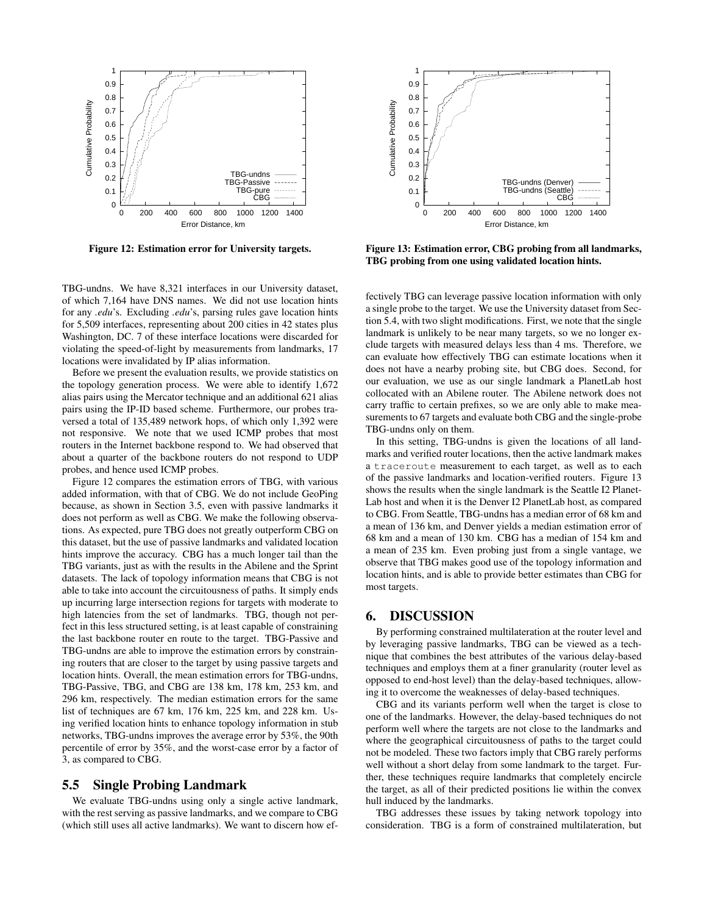Figure 12: Estimation error for University targets.

Figure 13: Estimation error, CBG probing from all landmarks, TBG probing from one using validated location hints.

TBG-undns. We have 8,321 interfaces in our University dataset, of which 7,164 have DNS names. We did not use location hints for any *.edu*'s. Excluding *.edu*'s, parsing rules gave location hints for 5,509 interfaces, representing about 200 cities in 42 states plus Washington, DC. 7 of these interface locations were discarded for violating the speed-of-light by measurements from landmarks, 17 locations were invalidated by IP alias information.

Before we present the evaluation results, we provide statistics on the topology generation process. We were able to identify 1,672 alias pairs using the Mercator technique and an additional 621 alias pairs using the IP-ID based scheme. Furthermore, our probes traversed a total of 135,489 network hops, of which only 1,392 were not responsive. We note that we used ICMP probes that most routers in the Internet backbone respond to. We had observed that about a quarter of the backbone routers do not respond to UDP probes, and hence used ICMP probes.

Figure 12 compares the estimation errors of TBG, with various added information, with that of CBG. We do not include GeoPing because, as shown in Section 3.5, even with passive landmarks it does not perform as well as CBG. We make the following observations. As expected, pure TBG does not greatly outperform CBG on this dataset, but the use of passive landmarks and validated location hints improve the accuracy. CBG has a much longer tail than the TBG variants, just as with the results in the Abilene and the Sprint datasets. The lack of topology information means that CBG is not able to take into account the circuitousness of paths. It simply ends up incurring large intersection regions for targets with moderate to high latencies from the set of landmarks. TBG, though not perfect in this less structured setting, is at least capable of constraining the last backbone router en route to the target. TBG-Passive and TBG-undns are able to improve the estimation errors by constraining routers that are closer to the target by using passive targets and location hints. Overall, the mean estimation errors for TBG-undns, TBG-Passive, TBG, and CBG are 138 km, 178 km, 253 km, and 296 km, respectively. The median estimation errors for the same list of techniques are 67 km, 176 km, 225 km, and 228 km. Using verified location hints to enhance topology information in stub networks, TBG-undns improves the average error by 53%, the 90th percentile of error by 35%, and the worst-case error by a factor of 3, as compared to CBG.

## 5.5 Single Probing Landmark

We evaluate TBG-undns using only a single active landmark, with the rest serving as passive landmarks, and we compare to CBG (which still uses all active landmarks). We want to discern how effectively TBG can leverage passive location information with only a single probe to the target. We use the University dataset from Section 5.4, with two slight modifications. First, we note that the single landmark is unlikely to be near many targets, so we no longer exclude targets with measured delays less than 4 ms. Therefore, we can evaluate how effectively TBG can estimate locations when it does not have a nearby probing site, but CBG does. Second, for our evaluation, we use as our single landmark a PlanetLab host collocated with an Abilene router. The Abilene network does not carry traffic to certain prefixes, so we are only able to make measurements to 67 targets and evaluate both CBG and the single-probe TBG-undns only on them.

In this setting, TBG-undns is given the locations of all landmarks and verified router locations, then the active landmark makes a `traceroute` measurement to each target, as well as to each of the passive landmarks and location-verified routers. Figure 13 shows the results when the single landmark is the Seattle I2 PlanetLab host and when it is the Denver I2 PlanetLab host, as compared to CBG. From Seattle, TBG-undns has a median error of 68 km and a mean of 136 km, and Denver yields a median estimation error of 68 km and a mean of 130 km. CBG has a median of 154 km and a mean of 235 km. Even probing just from a single vantage, we observe that TBG makes good use of the topology information and location hints, and is able to provide better estimates than CBG for most targets.

# 6. DISCUSSION

By performing constrained multilateration at the router level and by leveraging passive landmarks, TBG can be viewed as a technique that combines the best attributes of the various delay-based techniques and employs them at a finer granularity (router level as opposed to end-host level) than the delay-based techniques, allowing it to overcome the weaknesses of delay-based techniques.

CBG and its variants perform well when the target is close to one of the landmarks. However, the delay-based techniques do not perform well where the targets are not close to the landmarks and where the geographical circuitousness of paths to the target could not be modeled. These two factors imply that CBG rarely performs well without a short delay from some landmark to the target. Further, these techniques require landmarks that completely encircle the target, as all of their predicted positions lie within the convex hull induced by the landmarks.

TBG addresses these issues by taking network topology into consideration. TBG is a form of constrained multilateration, but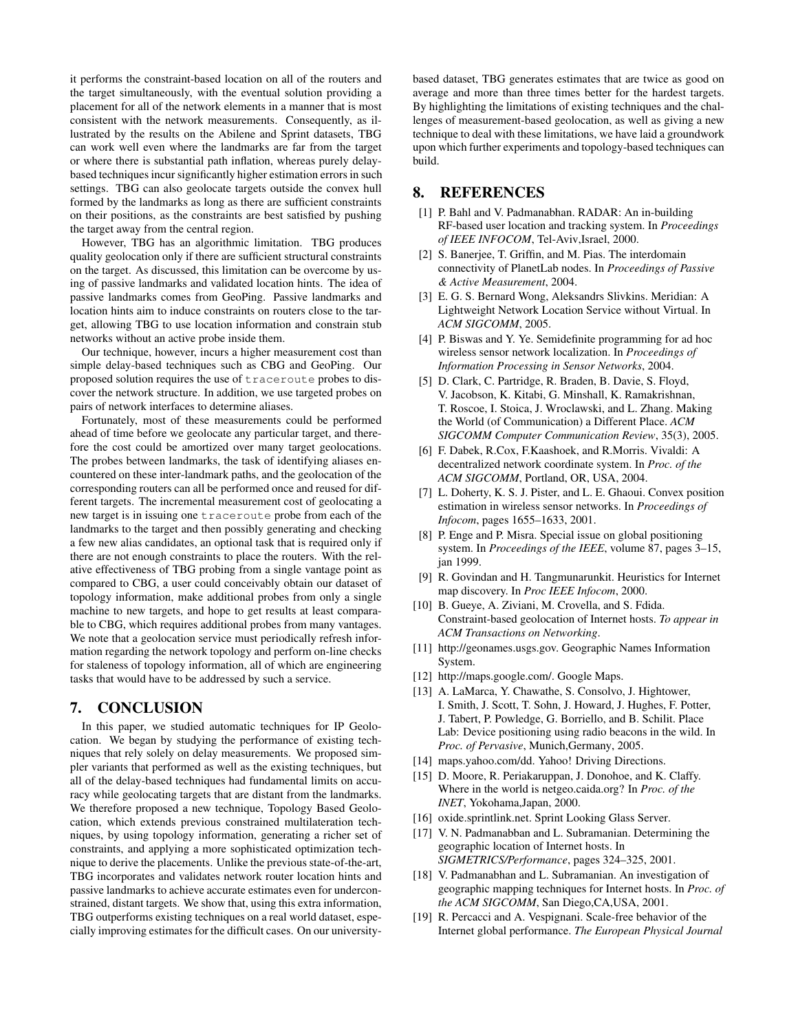it performs the constraint-based location on all of the routers and the target simultaneously, with the eventual solution providing a placement for all of the network elements in a manner that is most consistent with the network measurements. Consequently, as illustrated by the results on the Abilene and Sprint datasets, TBG can work well even where the landmarks are far from the target or where there is substantial path inflation, whereas purely delay-based techniques incur significantly higher estimation errors in such settings. TBG can also geolocate targets outside the convex hull formed by the landmarks as long as there are sufficient constraints on their positions, as the constraints are best satisfied by pushing the target away from the central region.

However, TBG has an algorithmic limitation. TBG produces quality geolocation only if there are sufficient structural constraints on the target. As discussed, this limitation can be overcome by using of passive landmarks and validated location hints. The idea of passive landmarks comes from GeoPing. Passive landmarks and location hints aim to induce constraints on routers close to the target, allowing TBG to use location information and constrain stub networks without an active probe inside them.

Our technique, however, incurs a higher measurement cost than simple delay-based techniques such as CBG and GeoPing. Our proposed solution requires the use of `traceroute` probes to discover the network structure. In addition, we use targeted probes on pairs of network interfaces to determine aliases.

Fortunately, most of these measurements could be performed ahead of time before we geolocate any particular target, and therefore the cost could be amortized over many target geolocations. The probes between landmarks, the task of identifying aliases encountered on these inter-landmark paths, and the geolocation of the corresponding routers can all be performed once and reused for different targets. The incremental measurement cost of geolocating a new target is in issuing one `traceroute` probe from each of the landmarks to the target and then possibly generating and checking a few new alias candidates, an optional task that is required only if there are not enough constraints to place the routers. With the relative effectiveness of TBG probing from a single vantage point as compared to CBG, a user could conceivably obtain our dataset of topology information, make additional probes from only a single machine to new targets, and hope to get results at least comparable to CBG, which requires additional probes from many vantages. We note that a geolocation service must periodically refresh information regarding the network topology and perform on-line checks for staleness of topology information, all of which are engineering tasks that would have to be addressed by such a service.

## 7. CONCLUSION

In this paper, we studied automatic techniques for IP Geolocation. We began by studying the performance of existing techniques that rely solely on delay measurements. We proposed simpler variants that performed as well as the existing techniques, but all of the delay-based techniques had fundamental limits on accuracy while geolocating targets that are distant from the landmarks. We therefore proposed a new technique, Topology Based Geolocation, which extends previous constrained multilateration techniques, by using topology information, generating a richer set of constraints, and applying a more sophisticated optimization technique to derive the placements. Unlike the previous state-of-the-art, TBG incorporates and validates network router location hints and passive landmarks to achieve accurate estimates even for underconstrained, distant targets. We show that, using this extra information, TBG outperforms existing techniques on a real world dataset, especially improving estimates for the difficult cases. On our university-based dataset, TBG generates estimates that are twice as good on average and more than three times better for the hardest targets. By highlighting the limitations of existing techniques and the challenges of measurement-based geolocation, as well as giving a new technique to deal with these limitations, we have laid a groundwork upon which further experiments and topology-based techniques can build.

## 8. REFERENCES

[1] P. Bahl and V. Padmanabhan. RADAR: An in-building RF-based user location and tracking system. In *Proceedings of IEEE INFOCOM*, Tel-Aviv,Israel, 2000.

[2] S. Banerjee, T. Griffin, and M. Pias. The interdomain connectivity of PlanetLab nodes. In *Proceedings of Passive & Active Measurement*, 2004.

[3] E. G. S. Bernard Wong, Aleksandrs Slivkins. Meridian: A Lightweight Network Location Service without Virtual. In *ACM SIGCOMM*, 2005.

[4] P. Biswas and Y. Ye. Semidefinite programming for ad hoc wireless sensor network localization. In *Proceedings of Information Processing in Sensor Networks*, 2004.

[5] D. Clark, C. Partridge, R. Braden, B. Davie, S. Floyd, V. Jacobson, K. Kitabi, G. Minshall, K. Ramakrishnan, T. Roscoe, I. Stoica, J. Wroclawski, and L. Zhang. Making the World (of Communication) a Different Place. *ACM SIGCOMM Computer Communication Review*, 35(3), 2005.

[6] F. Dabek, R.Cox, F.Kaashoek, and R.Morris. Vivaldi: A decentralized network coordinate system. In *Proc. of the ACM SIGCOMM*, Portland, OR, USA, 2004.

[7] L. Doherty, K. S. J. Pister, and L. E. Ghaoui. Convex position estimation in wireless sensor networks. In *Proceedings of Infocom*, pages 1655–1633, 2001.

[8] P. Enge and P. Misra. Special issue on global positioning system. In *Proceedings of the IEEE*, volume 87, pages 3–15, jan 1999.

[9] R. Govindan and H. Tangmunarunkit. Heuristics for Internet map discovery. In *Proc IEEE Infocom*, 2000.

[10] B. Gueye, A. Ziviani, M. Crovella, and S. Fdida. Constraint-based geolocation of Internet hosts. *To appear in ACM Transactions on Networking*.

[11] http://geonames.usgs.gov. Geographic Names Information System.

[12] http://maps.google.com/. Google Maps.

[13] A. LaMarca, Y. Chawathe, S. Consolvo, J. Hightower, I. Smith, J. Scott, T. Sohn, J. Howard, J. Hughes, F. Potter, J. Tabert, P. Powledge, G. Borriello, and B. Schilit. Place Lab: Device positioning using radio beacons in the wild. In *Proc. of Pervasive*, Munich,Germany, 2005.

[14] maps.yahoo.com/dd. Yahoo! Driving Directions.

[15] D. Moore, R. Periakaruppan, J. Donohoe, and K. Claffy. Where in the world is netgeo.caida.org? In *Proc. of the INET*, Yokohama,Japan, 2000.

[16] oxide.sprintlink.net. Sprint Looking Glass Server.

[17] V. N. Padmanabban and L. Subramanian. Determining the geographic location of Internet hosts. In *SIGMETRICS/Performance*, pages 324–325, 2001.

[18] V. Padmanabhan and L. Subramanian. An investigation of geographic mapping techniques for Internet hosts. In *Proc. of the ACM SIGCOMM*, San Diego,CA,USA, 2001.

[19] R. Percacci and A. Vespignani. Scale-free behavior of the Internet global performance. *The European Physical Journal*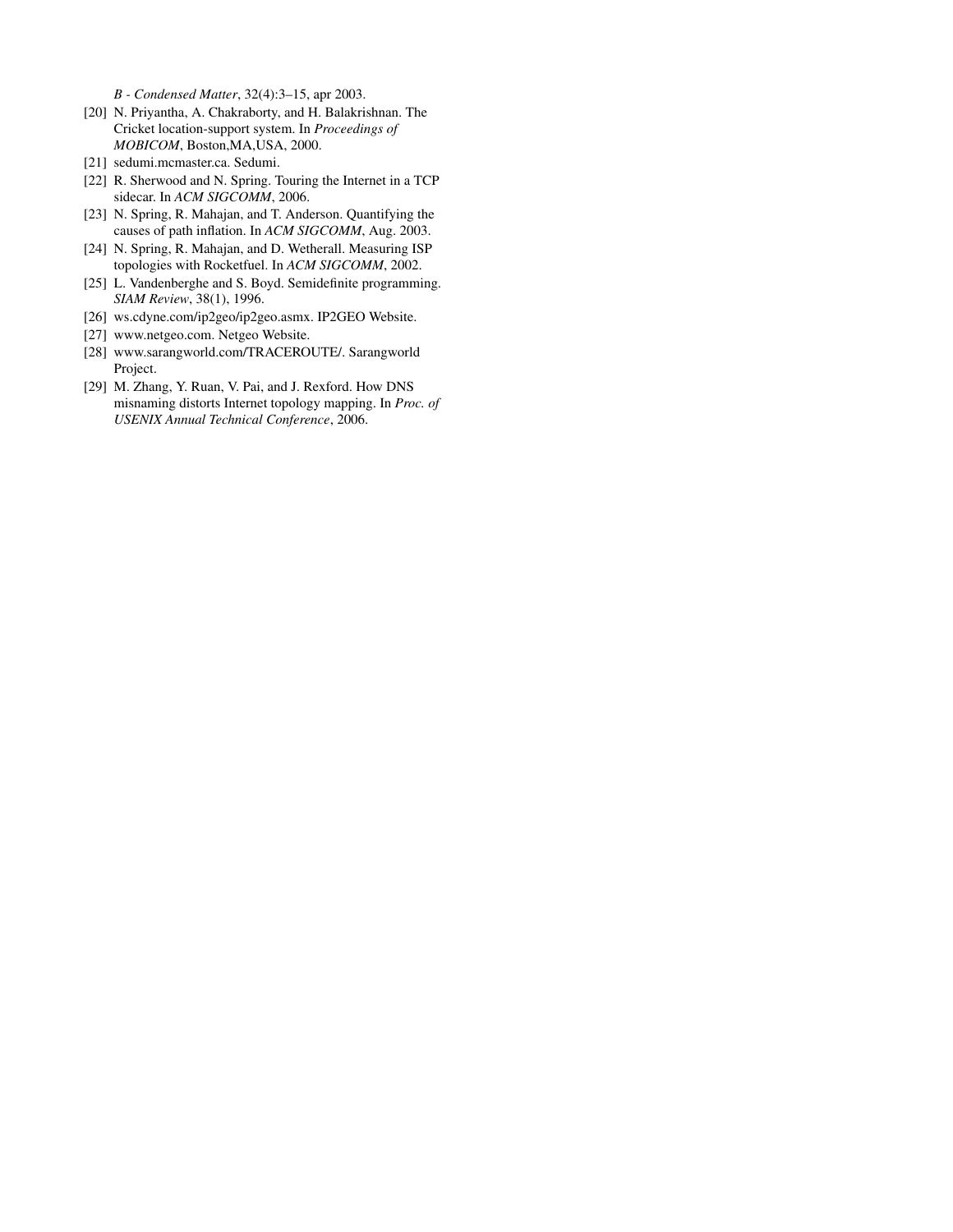*B - Condensed Matter*, 32(4):3–15, apr 2003.

[20] N. Priyantha, A. Chakraborty, and H. Balakrishnan. The Cricket location-support system. In *Proceedings of MOBICOM*, Boston,MA,USA, 2000.

[21] sedumi.mcmaster.ca. Sedumi.

[22] R. Sherwood and N. Spring. Touring the Internet in a TCP sidecar. In *ACM SIGCOMM*, 2006.

[23] N. Spring, R. Mahajan, and T. Anderson. Quantifying the causes of path inflation. In *ACM SIGCOMM*, Aug. 2003.

[24] N. Spring, R. Mahajan, and D. Wetherall. Measuring ISP topologies with Rocketfuel. In *ACM SIGCOMM*, 2002.

[25] L. Vandenberghe and S. Boyd. Semidefinite programming. *SIAM Review*, 38(1), 1996.

[26] ws.cdyne.com/ip2geo/ip2geo.asmx. IP2GEO Website.

[27] www.netgeo.com. Netgeo Website.

[28] www.sarangworld.com/TRACEROUTE/. Sarangworld Project.

[29] M. Zhang, Y. Ruan, V. Pai, and J. Rexford. How DNS misnaming distorts Internet topology mapping. In *Proc. of USENIX Annual Technical Conference*, 2006.